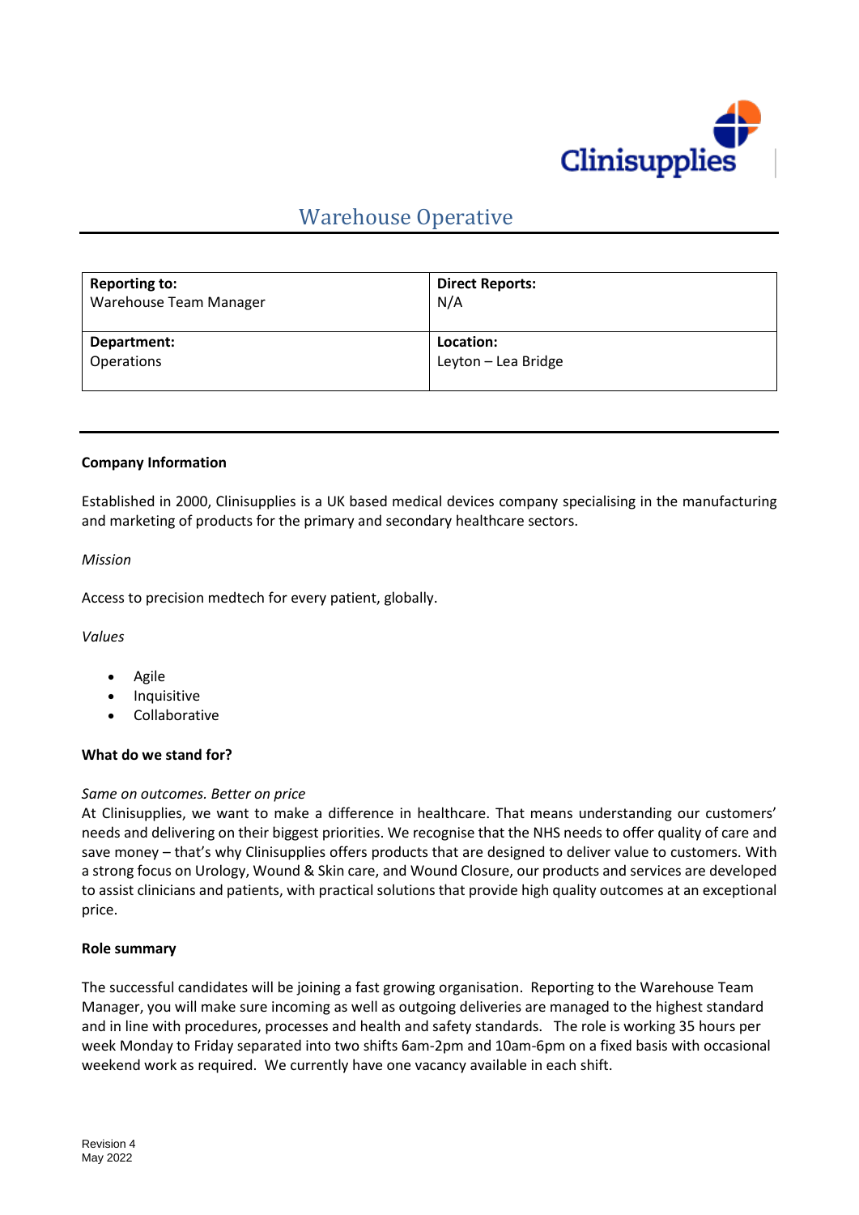# Warehouse Operative

| **Reporting to:** Warehouse Team Manager | **Direct Reports:** N/A |
|---|---|
| **Department:** Operations | **Location:** Leyton – Lea Bridge |

**Company Information**

Established in 2000, Clinisupplies is a UK based medical devices company specialising in the manufacturing and marketing of products for the primary and secondary healthcare sectors.

*Mission*

Access to precision medtech for every patient, globally.

*Values*

- Agile
- Inquisitive
- Collaborative

**What do we stand for?**

*Same on outcomes. Better on price*
At Clinisupplies, we want to make a difference in healthcare. That means understanding our customers' needs and delivering on their biggest priorities. We recognise that the NHS needs to offer quality of care and save money – that's why Clinisupplies offers products that are designed to deliver value to customers. With a strong focus on Urology, Wound & Skin care, and Wound Closure, our products and services are developed to assist clinicians and patients, with practical solutions that provide high quality outcomes at an exceptional price.

**Role summary**

The successful candidates will be joining a fast growing organisation. Reporting to the Warehouse Team Manager, you will make sure incoming as well as outgoing deliveries are managed to the highest standard and in line with procedures, processes and health and safety standards. The role is working 35 hours per week Monday to Friday separated into two shifts 6am-2pm and 10am-6pm on a fixed basis with occasional weekend work as required. We currently have one vacancy available in each shift.

Revision 4
May 2022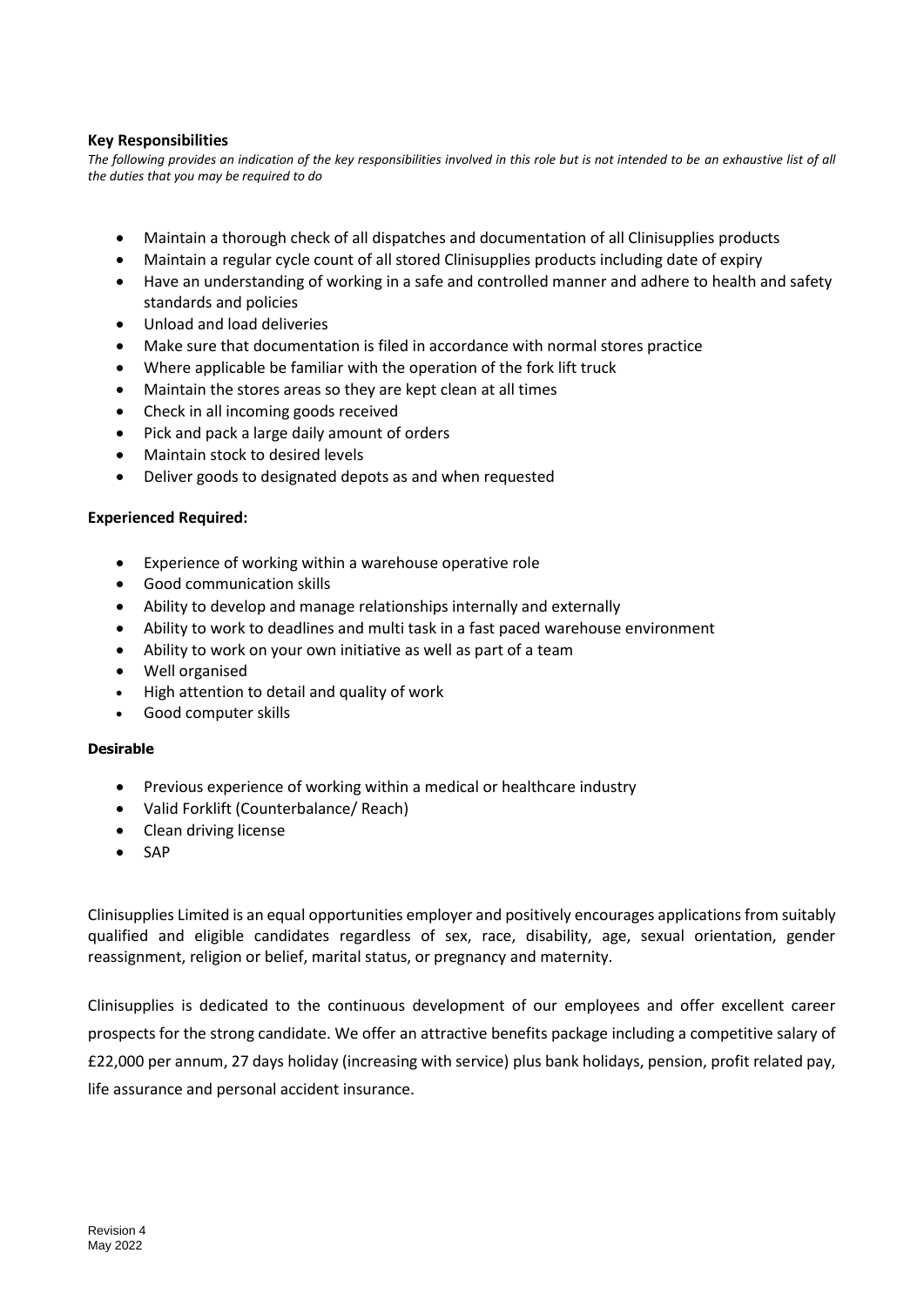**Key Responsibilities**

*The following provides an indication of the key responsibilities involved in this role but is not intended to be an exhaustive list of all the duties that you may be required to do*

- Maintain a thorough check of all dispatches and documentation of all Clinisupplies products
- Maintain a regular cycle count of all stored Clinisupplies products including date of expiry
- Have an understanding of working in a safe and controlled manner and adhere to health and safety standards and policies
- Unload and load deliveries
- Make sure that documentation is filed in accordance with normal stores practice
- Where applicable be familiar with the operation of the fork lift truck
- Maintain the stores areas so they are kept clean at all times
- Check in all incoming goods received
- Pick and pack a large daily amount of orders
- Maintain stock to desired levels
- Deliver goods to designated depots as and when requested

**Experienced Required:**

- Experience of working within a warehouse operative role
- Good communication skills
- Ability to develop and manage relationships internally and externally
- Ability to work to deadlines and multi task in a fast paced warehouse environment
- Ability to work on your own initiative as well as part of a team
- Well organised
- High attention to detail and quality of work
- Good computer skills

**Desirable**

- Previous experience of working within a medical or healthcare industry
- Valid Forklift (Counterbalance/ Reach)
- Clean driving license
- SAP

Clinisupplies Limited is an equal opportunities employer and positively encourages applications from suitably qualified and eligible candidates regardless of sex, race, disability, age, sexual orientation, gender reassignment, religion or belief, marital status, or pregnancy and maternity.

Clinisupplies is dedicated to the continuous development of our employees and offer excellent career prospects for the strong candidate. We offer an attractive benefits package including a competitive salary of £22,000 per annum, 27 days holiday (increasing with service) plus bank holidays, pension, profit related pay, life assurance and personal accident insurance.

Revision 4
May 2022